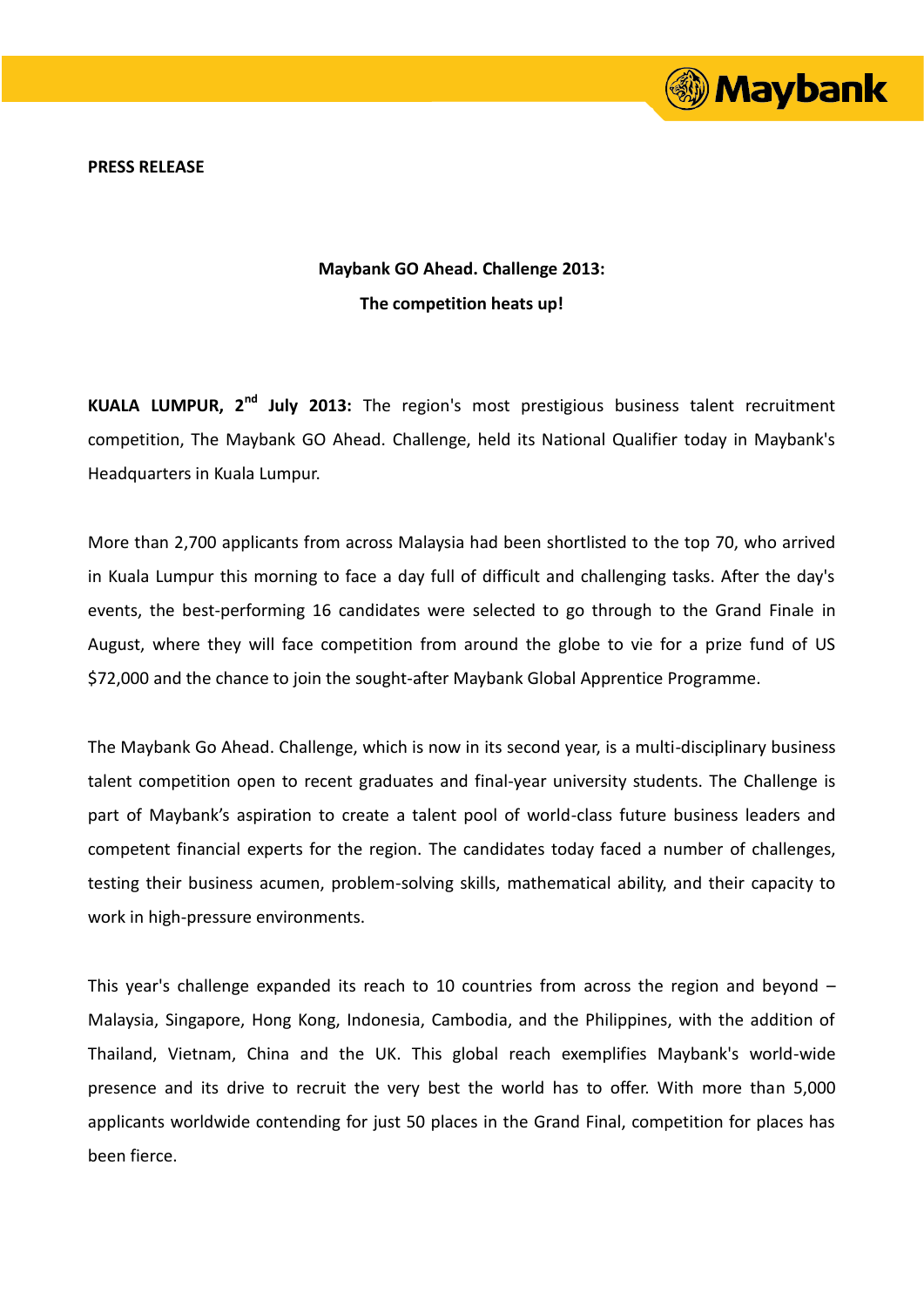**PRESS RELEASE**

## Maybank GO Ahead. Challenge 2013:

## The competition heats up!

**KUALA LUMPUR, 2nd July 2013:** The region's most prestigious business talent recruitment competition, The Maybank GO Ahead. Challenge, held its National Qualifier today in Maybank's Headquarters in Kuala Lumpur.

More than 2,700 applicants from across Malaysia had been shortlisted to the top 70, who arrived in Kuala Lumpur this morning to face a day full of difficult and challenging tasks. After the day's events, the best-performing 16 candidates were selected to go through to the Grand Finale in August, where they will face competition from around the globe to vie for a prize fund of US $72,000 and the chance to join the sought-after Maybank Global Apprentice Programme.

The Maybank Go Ahead. Challenge, which is now in its second year, is a multi-disciplinary business talent competition open to recent graduates and final-year university students. The Challenge is part of Maybank's aspiration to create a talent pool of world-class future business leaders and competent financial experts for the region. The candidates today faced a number of challenges, testing their business acumen, problem-solving skills, mathematical ability, and their capacity to work in high-pressure environments.

This year's challenge expanded its reach to 10 countries from across the region and beyond – Malaysia, Singapore, Hong Kong, Indonesia, Cambodia, and the Philippines, with the addition of Thailand, Vietnam, China and the UK. This global reach exemplifies Maybank's world-wide presence and its drive to recruit the very best the world has to offer. With more than 5,000 applicants worldwide contending for just 50 places in the Grand Final, competition for places has been fierce.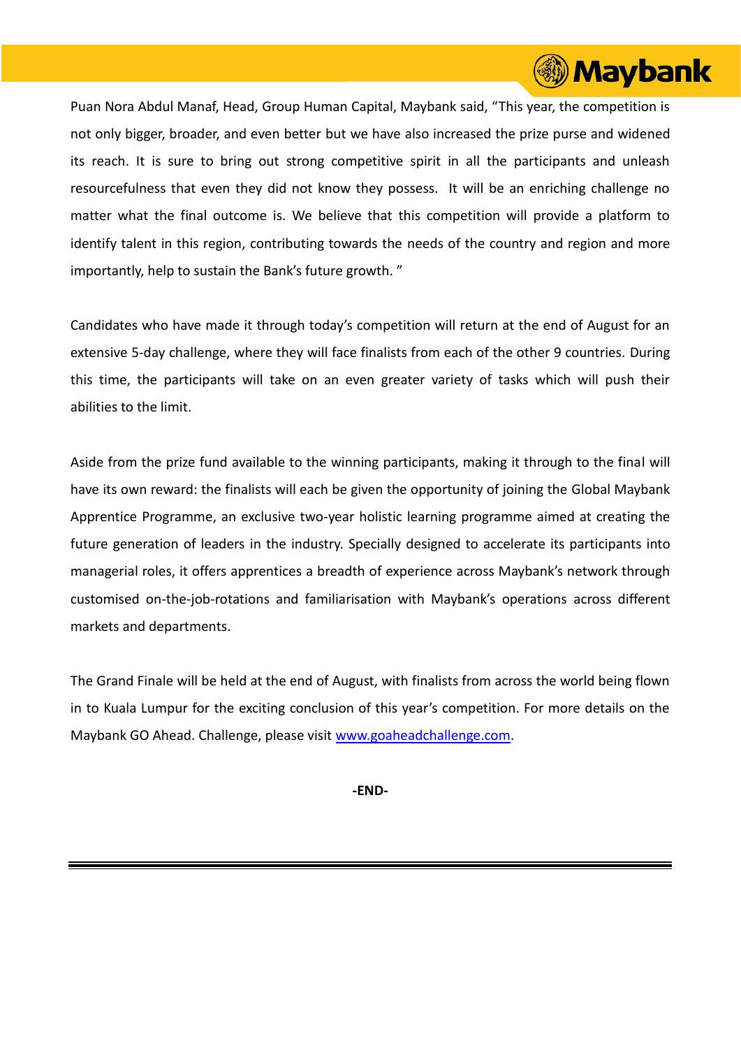Puan Nora Abdul Manaf, Head, Group Human Capital, Maybank said, "This year, the competition is not only bigger, broader, and even better but we have also increased the prize purse and widened its reach. It is sure to bring out strong competitive spirit in all the participants and unleash resourcefulness that even they did not know they possess. It will be an enriching challenge no matter what the final outcome is. We believe that this competition will provide a platform to identify talent in this region, contributing towards the needs of the country and region and more importantly, help to sustain the Bank's future growth. "

Candidates who have made it through today's competition will return at the end of August for an extensive 5-day challenge, where they will face finalists from each of the other 9 countries. During this time, the participants will take on an even greater variety of tasks which will push their abilities to the limit.

Aside from the prize fund available to the winning participants, making it through to the final will have its own reward: the finalists will each be given the opportunity of joining the Global Maybank Apprentice Programme, an exclusive two-year holistic learning programme aimed at creating the future generation of leaders in the industry. Specially designed to accelerate its participants into managerial roles, it offers apprentices a breadth of experience across Maybank's network through customised on-the-job-rotations and familiarisation with Maybank's operations across different markets and departments.

The Grand Finale will be held at the end of August, with finalists from across the world being flown in to Kuala Lumpur for the exciting conclusion of this year's competition. For more details on the Maybank GO Ahead. Challenge, please visit [www.goaheadchallenge.com](http://www.goaheadchallenge.com).

**-END-**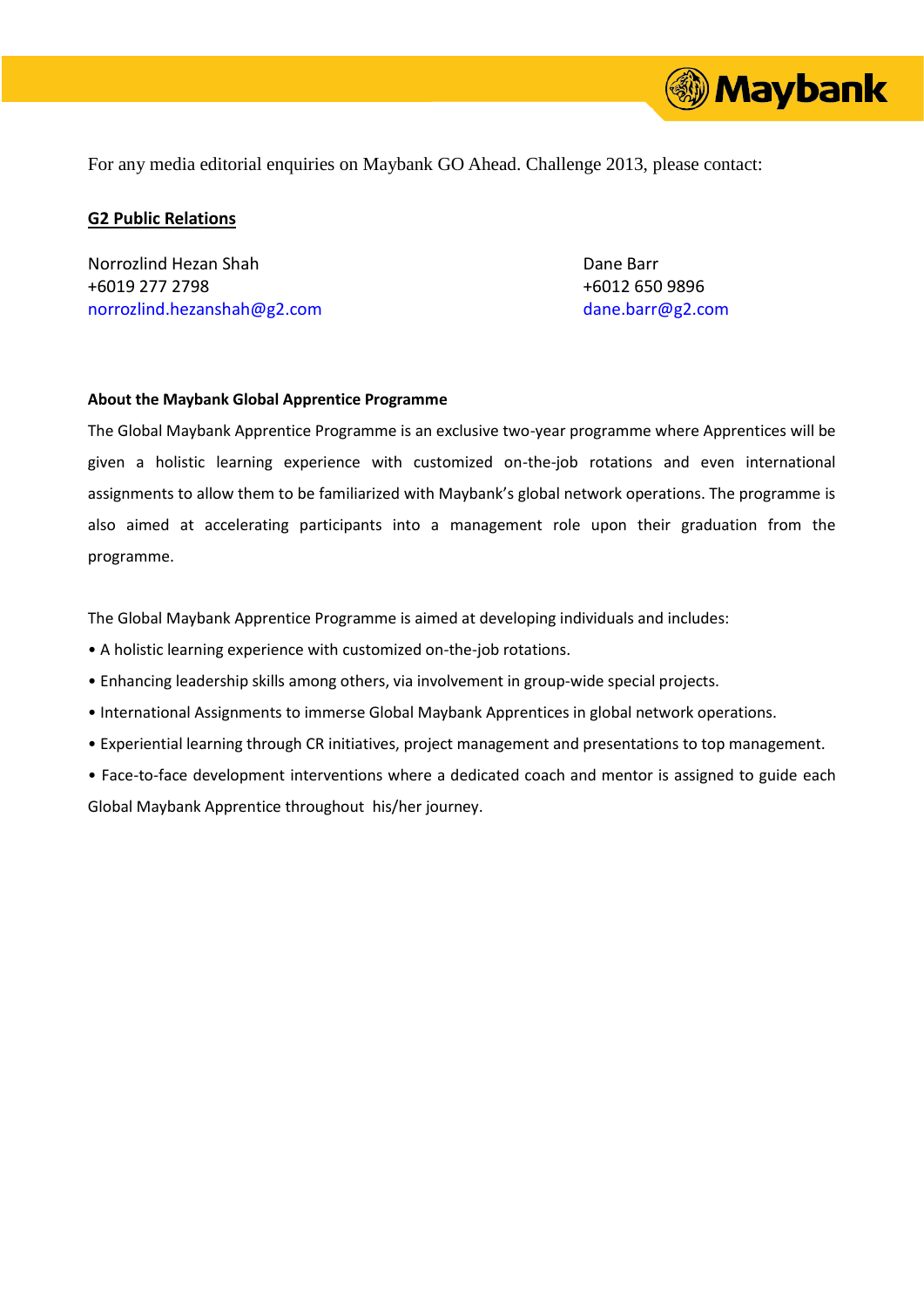For any media editorial enquiries on Maybank GO Ahead. Challenge 2013, please contact:

**G2 Public Relations**

Norrozlind Hezan Shah
+6019 277 2798
norrozlind.hezanshah@g2.com

Dane Barr
+6012 650 9896
dane.barr@g2.com

**About the Maybank Global Apprentice Programme**

The Global Maybank Apprentice Programme is an exclusive two-year programme where Apprentices will be given a holistic learning experience with customized on-the-job rotations and even international assignments to allow them to be familiarized with Maybank's global network operations. The programme is also aimed at accelerating participants into a management role upon their graduation from the programme.

The Global Maybank Apprentice Programme is aimed at developing individuals and includes:

- A holistic learning experience with customized on-the-job rotations.
- Enhancing leadership skills among others, via involvement in group-wide special projects.
- International Assignments to immerse Global Maybank Apprentices in global network operations.
- Experiential learning through CR initiatives, project management and presentations to top management.
- Face-to-face development interventions where a dedicated coach and mentor is assigned to guide each Global Maybank Apprentice throughout his/her journey.